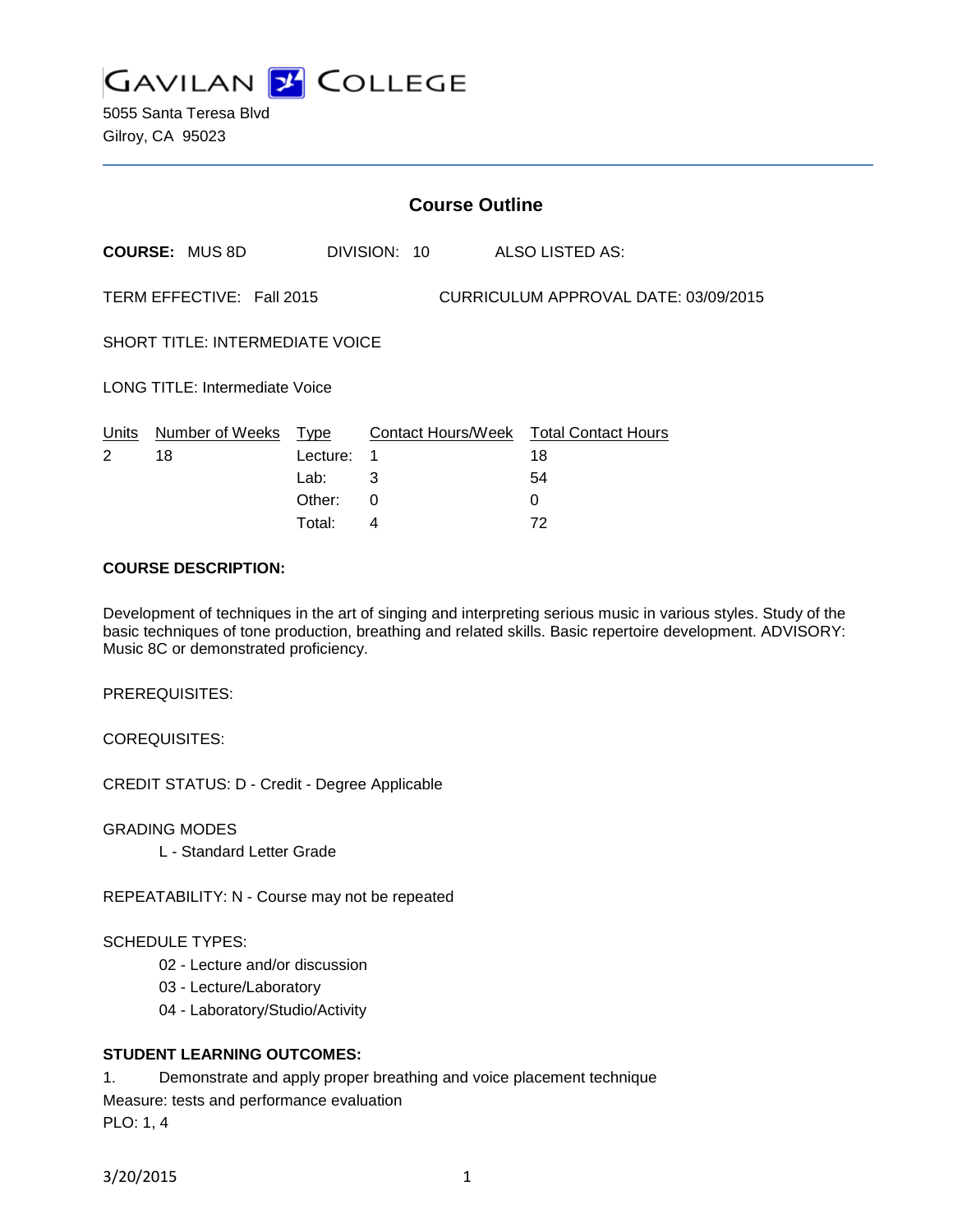GAVILAN COLLEGE

5055 Santa Teresa Blvd
Gilroy, CA 95023

# Course Outline

**COURSE:** MUS 8D DIVISION: 10 ALSO LISTED AS:

TERM EFFECTIVE: Fall 2015 CURRICULUM APPROVAL DATE: 03/09/2015

SHORT TITLE: INTERMEDIATE VOICE

LONG TITLE: Intermediate Voice

| Units | Number of Weeks | Type | Contact Hours/Week | Total Contact Hours |
|---|---|---|---|---|
| 2 | 18 | Lecture: | 1 | 18 |
| | | Lab: | 3 | 54 |
| | | Other: | 0 | 0 |
| | | Total: | 4 | 72 |

**COURSE DESCRIPTION:**

Development of techniques in the art of singing and interpreting serious music in various styles. Study of the basic techniques of tone production, breathing and related skills. Basic repertoire development. ADVISORY: Music 8C or demonstrated proficiency.

PREREQUISITES:

COREQUISITES:

CREDIT STATUS: D - Credit - Degree Applicable

GRADING MODES

L - Standard Letter Grade

REPEATABILITY: N - Course may not be repeated

SCHEDULE TYPES:

02 - Lecture and/or discussion
03 - Lecture/Laboratory
04 - Laboratory/Studio/Activity

**STUDENT LEARNING OUTCOMES:**

1. Demonstrate and apply proper breathing and voice placement technique

Measure: tests and performance evaluation

PLO: 1, 4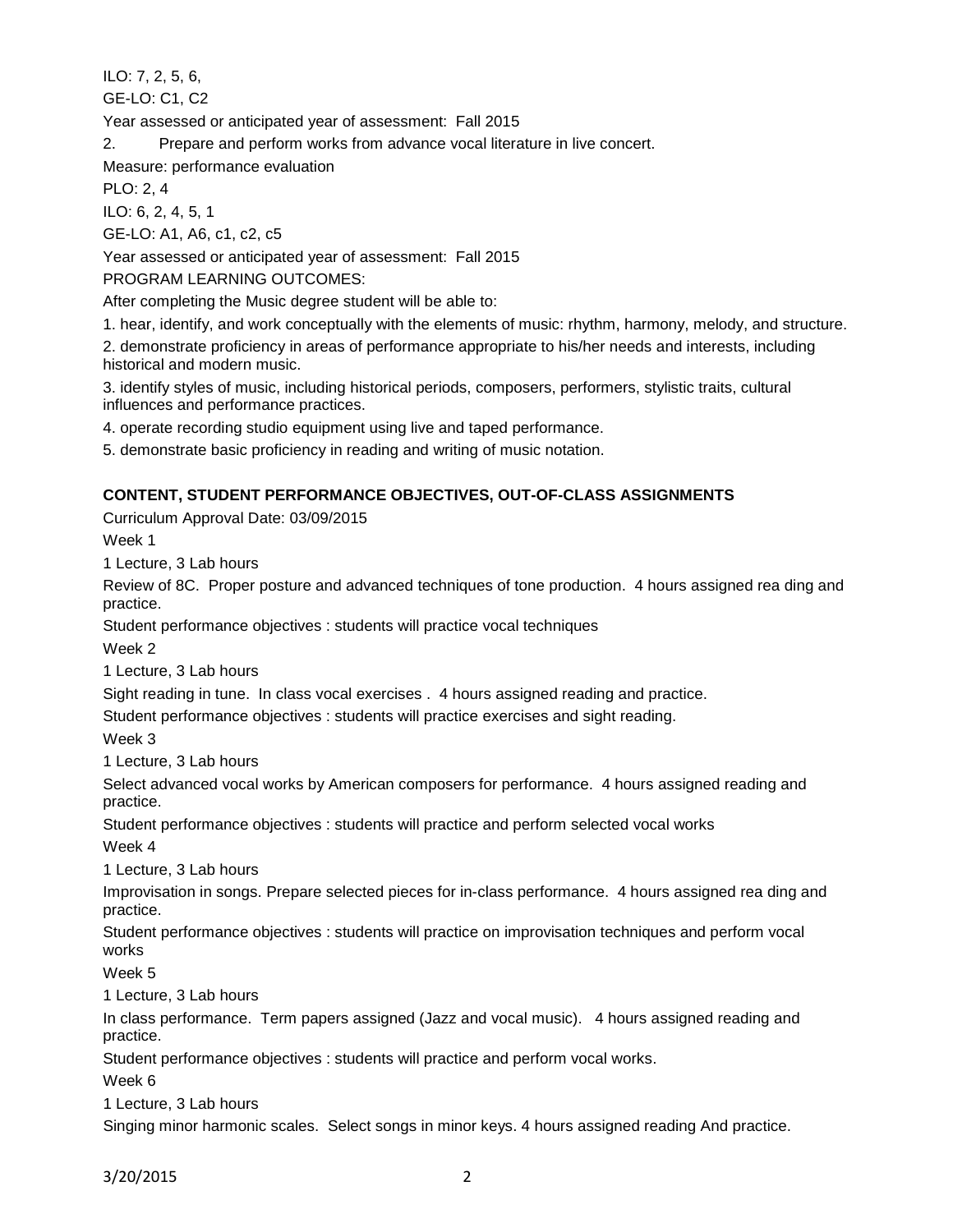ILO: 7, 2, 5, 6,

GE-LO: C1, C2

Year assessed or anticipated year of assessment: Fall 2015

2. Prepare and perform works from advance vocal literature in live concert.

Measure: performance evaluation

PLO: 2, 4

ILO: 6, 2, 4, 5, 1

GE-LO: A1, A6, c1, c2, c5

Year assessed or anticipated year of assessment: Fall 2015

PROGRAM LEARNING OUTCOMES:

After completing the Music degree student will be able to:

1. hear, identify, and work conceptually with the elements of music: rhythm, harmony, melody, and structure.
2. demonstrate proficiency in areas of performance appropriate to his/her needs and interests, including historical and modern music.
3. identify styles of music, including historical periods, composers, performers, stylistic traits, cultural influences and performance practices.
4. operate recording studio equipment using live and taped performance.
5. demonstrate basic proficiency in reading and writing of music notation.

**CONTENT, STUDENT PERFORMANCE OBJECTIVES, OUT-OF-CLASS ASSIGNMENTS**

Curriculum Approval Date: 03/09/2015

Week 1

1 Lecture, 3 Lab hours

Review of 8C. Proper posture and advanced techniques of tone production. 4 hours assigned rea ding and practice.

Student performance objectives : students will practice vocal techniques

Week 2

1 Lecture, 3 Lab hours

Sight reading in tune. In class vocal exercises . 4 hours assigned reading and practice.

Student performance objectives : students will practice exercises and sight reading.

Week 3

1 Lecture, 3 Lab hours

Select advanced vocal works by American composers for performance. 4 hours assigned reading and practice.

Student performance objectives : students will practice and perform selected vocal works

Week 4

1 Lecture, 3 Lab hours

Improvisation in songs. Prepare selected pieces for in-class performance. 4 hours assigned rea ding and practice.

Student performance objectives : students will practice on improvisation techniques and perform vocal works

Week 5

1 Lecture, 3 Lab hours

In class performance. Term papers assigned (Jazz and vocal music). 4 hours assigned reading and practice.

Student performance objectives : students will practice and perform vocal works.

Week 6

1 Lecture, 3 Lab hours

Singing minor harmonic scales. Select songs in minor keys. 4 hours assigned reading And practice.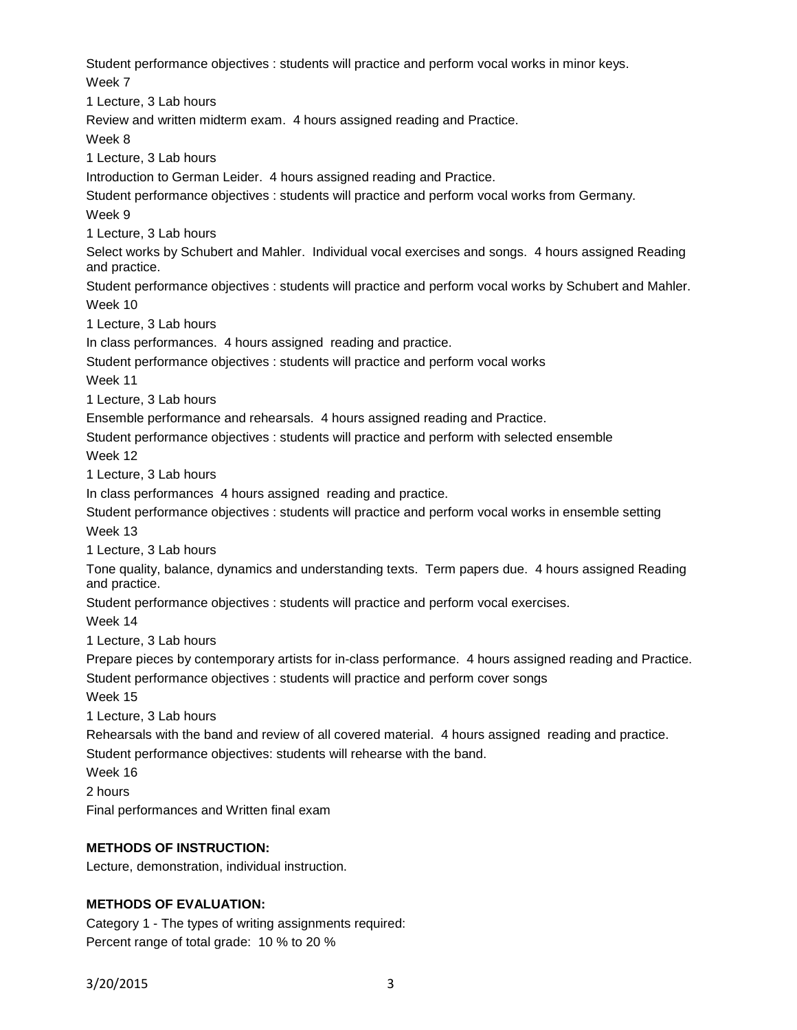Student performance objectives : students will practice and perform vocal works in minor keys.

Week 7

1 Lecture, 3 Lab hours

Review and written midterm exam. 4 hours assigned reading and Practice.

Week 8

1 Lecture, 3 Lab hours

Introduction to German Leider. 4 hours assigned reading and Practice.

Student performance objectives : students will practice and perform vocal works from Germany.

Week 9

1 Lecture, 3 Lab hours

Select works by Schubert and Mahler. Individual vocal exercises and songs. 4 hours assigned Reading and practice.

Student performance objectives : students will practice and perform vocal works by Schubert and Mahler.

Week 10

1 Lecture, 3 Lab hours

In class performances. 4 hours assigned reading and practice.

Student performance objectives : students will practice and perform vocal works

Week 11

1 Lecture, 3 Lab hours

Ensemble performance and rehearsals. 4 hours assigned reading and Practice.

Student performance objectives : students will practice and perform with selected ensemble

Week 12

1 Lecture, 3 Lab hours

In class performances 4 hours assigned reading and practice.

Student performance objectives : students will practice and perform vocal works in ensemble setting

Week 13

1 Lecture, 3 Lab hours

Tone quality, balance, dynamics and understanding texts. Term papers due. 4 hours assigned Reading and practice.

Student performance objectives : students will practice and perform vocal exercises.

Week 14

1 Lecture, 3 Lab hours

Prepare pieces by contemporary artists for in-class performance. 4 hours assigned reading and Practice.

Student performance objectives : students will practice and perform cover songs

Week 15

1 Lecture, 3 Lab hours

Rehearsals with the band and review of all covered material. 4 hours assigned reading and practice.

Student performance objectives: students will rehearse with the band.

Week 16

2 hours

Final performances and Written final exam

**METHODS OF INSTRUCTION:**

Lecture, demonstration, individual instruction.

**METHODS OF EVALUATION:**

Category 1 - The types of writing assignments required:

Percent range of total grade: 10 % to 20 %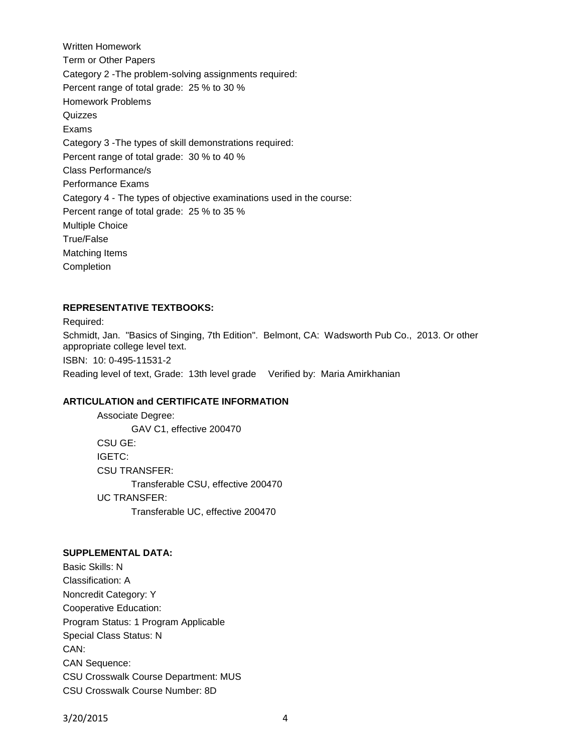Written Homework
Term or Other Papers
Category 2 -The problem-solving assignments required:
Percent range of total grade: 25 % to 30 %
Homework Problems
Quizzes
Exams
Category 3 -The types of skill demonstrations required:
Percent range of total grade: 30 % to 40 %
Class Performance/s
Performance Exams
Category 4 - The types of objective examinations used in the course:
Percent range of total grade: 25 % to 35 %
Multiple Choice
True/False
Matching Items
Completion

**REPRESENTATIVE TEXTBOOKS:**

Required:
Schmidt, Jan. "Basics of Singing, 7th Edition". Belmont, CA: Wadsworth Pub Co., 2013. Or other appropriate college level text.
ISBN: 10: 0-495-11531-2
Reading level of text, Grade: 13th level grade Verified by: Maria Amirkhanian

**ARTICULATION and CERTIFICATE INFORMATION**

Associate Degree:
GAV C1, effective 200470
CSU GE:
IGETC:
CSU TRANSFER:
Transferable CSU, effective 200470
UC TRANSFER:
Transferable UC, effective 200470

**SUPPLEMENTAL DATA:**

Basic Skills: N
Classification: A
Noncredit Category: Y
Cooperative Education:
Program Status: 1 Program Applicable
Special Class Status: N
CAN:
CAN Sequence:
CSU Crosswalk Course Department: MUS
CSU Crosswalk Course Number: 8D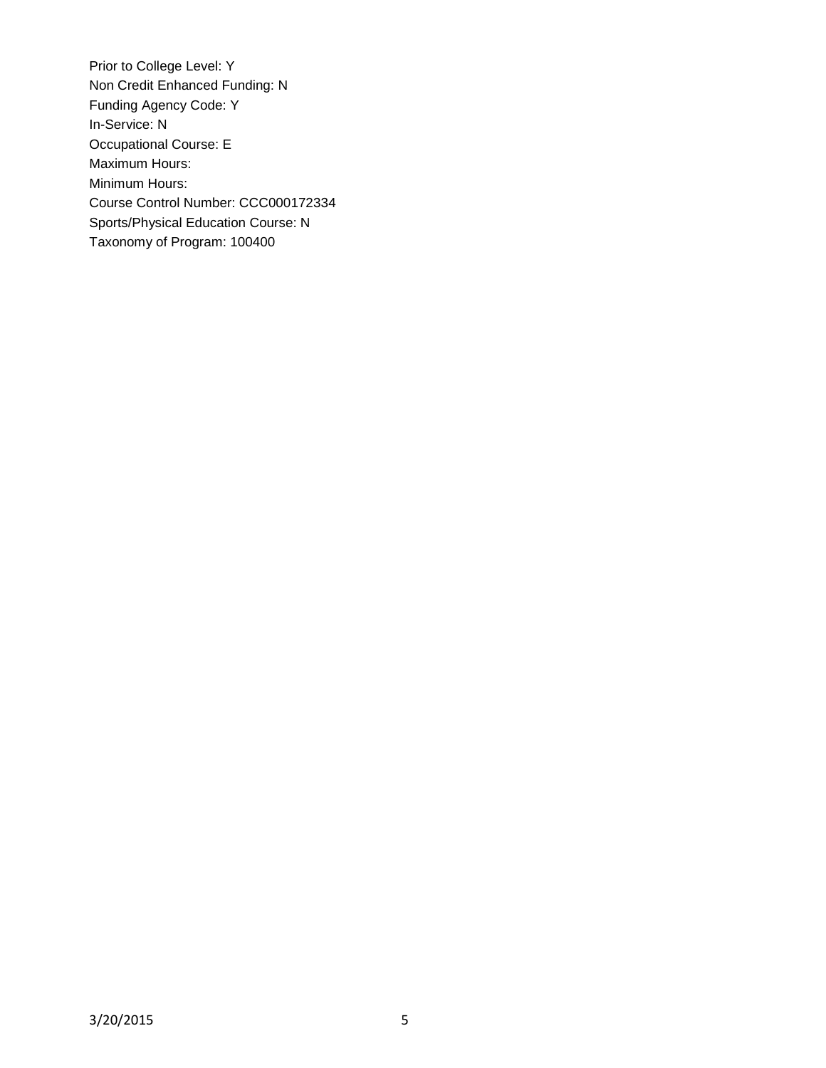Prior to College Level: Y
Non Credit Enhanced Funding: N
Funding Agency Code: Y
In-Service: N
Occupational Course: E
Maximum Hours:
Minimum Hours:
Course Control Number: CCC000172334
Sports/Physical Education Course: N
Taxonomy of Program: 100400